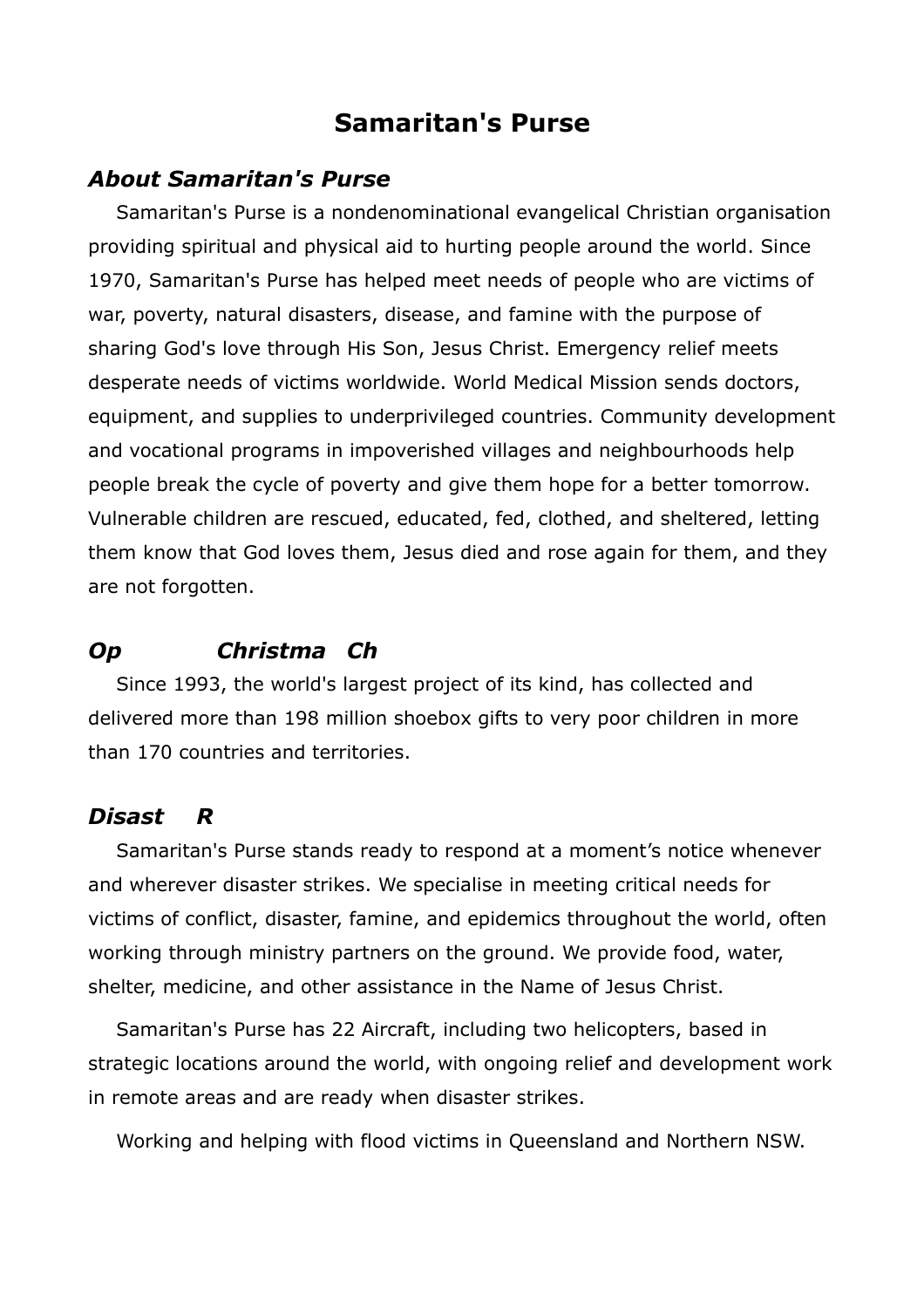# Samaritan's Purse

## *About Samaritan's Purse*

Samaritan's Purse is a nondenominational evangelical Christian organisation providing spiritual and physical aid to hurting people around the world. Since 1970, Samaritan's Purse has helped meet needs of people who are victims of war, poverty, natural disasters, disease, and famine with the purpose of sharing God's love through His Son, Jesus Christ. Emergency relief meets desperate needs of victims worldwide. World Medical Mission sends doctors, equipment, and supplies to underprivileged countries. Community development and vocational programs in impoverished villages and neighbourhoods help people break the cycle of poverty and give them hope for a better tomorrow. Vulnerable children are rescued, educated, fed, clothed, and sheltered, letting them know that God loves them, Jesus died and rose again for them, and they are not forgotten.

## *Op Christma Ch*

Since 1993, the world's largest project of its kind, has collected and delivered more than 198 million shoebox gifts to very poor children in more than 170 countries and territories.

## *Disast R*

Samaritan's Purse stands ready to respond at a moment's notice whenever and wherever disaster strikes. We specialise in meeting critical needs for victims of conflict, disaster, famine, and epidemics throughout the world, often working through ministry partners on the ground. We provide food, water, shelter, medicine, and other assistance in the Name of Jesus Christ.

Samaritan's Purse has 22 Aircraft, including two helicopters, based in strategic locations around the world, with ongoing relief and development work in remote areas and are ready when disaster strikes.

Working and helping with flood victims in Queensland and Northern NSW.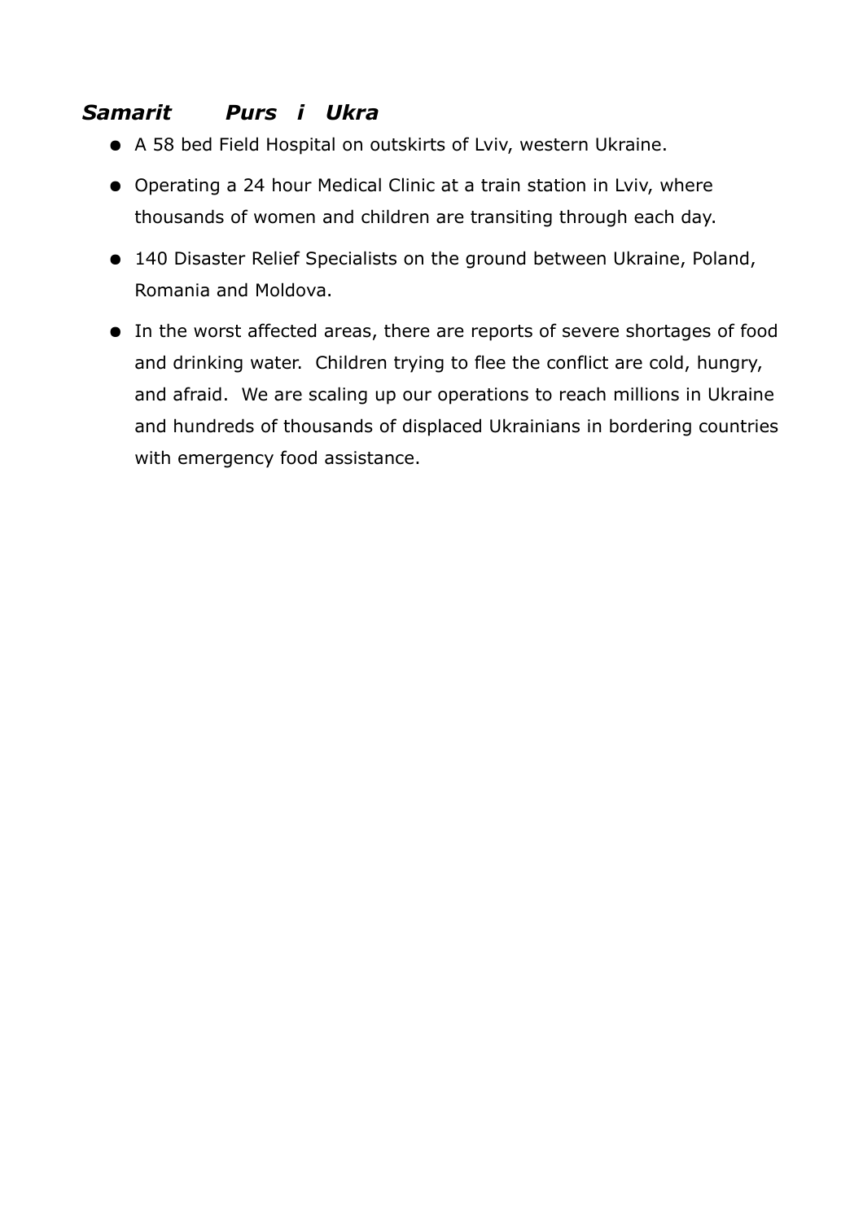***Samarit Purs i Ukra***

- A 58 bed Field Hospital on outskirts of Lviv, western Ukraine.
- Operating a 24 hour Medical Clinic at a train station in Lviv, where thousands of women and children are transiting through each day.
- 140 Disaster Relief Specialists on the ground between Ukraine, Poland, Romania and Moldova.
- In the worst affected areas, there are reports of severe shortages of food and drinking water. Children trying to flee the conflict are cold, hungry, and afraid. We are scaling up our operations to reach millions in Ukraine and hundreds of thousands of displaced Ukrainians in bordering countries with emergency food assistance.